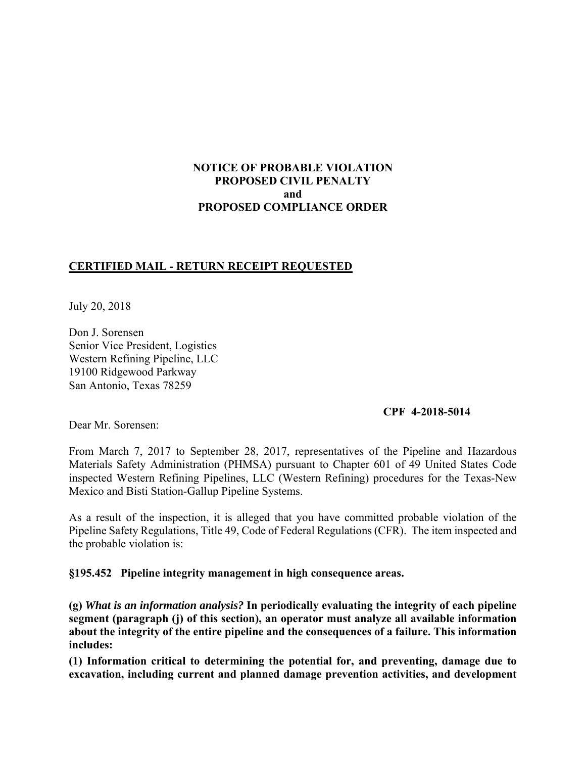**NOTICE OF PROBABLE VIOLATION**
**PROPOSED CIVIL PENALTY**
**and**
**PROPOSED COMPLIANCE ORDER**

**CERTIFIED MAIL - RETURN RECEIPT REQUESTED**

July 20, 2018

Don J. Sorensen
Senior Vice President, Logistics
Western Refining Pipeline, LLC
19100 Ridgewood Parkway
San Antonio, Texas 78259

**CPF 4-2018-5014**

Dear Mr. Sorensen:

From March 7, 2017 to September 28, 2017, representatives of the Pipeline and Hazardous Materials Safety Administration (PHMSA) pursuant to Chapter 601 of 49 United States Code inspected Western Refining Pipelines, LLC (Western Refining) procedures for the Texas-New Mexico and Bisti Station-Gallup Pipeline Systems.

As a result of the inspection, it is alleged that you have committed probable violation of the Pipeline Safety Regulations, Title 49, Code of Federal Regulations (CFR). The item inspected and the probable violation is:

**§195.452 Pipeline integrity management in high consequence areas.**

**(g) *What is an information analysis?* In periodically evaluating the integrity of each pipeline segment (paragraph (j) of this section), an operator must analyze all available information about the integrity of the entire pipeline and the consequences of a failure. This information includes:**

**(1) Information critical to determining the potential for, and preventing, damage due to excavation, including current and planned damage prevention activities, and development**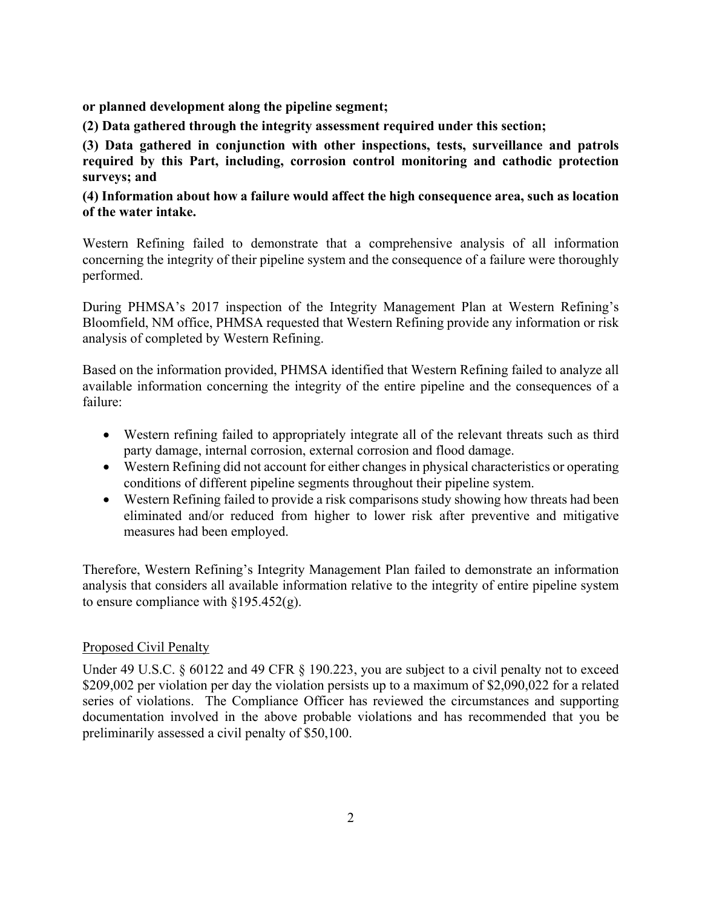**or planned development along the pipeline segment;**

**(2) Data gathered through the integrity assessment required under this section;**

**(3) Data gathered in conjunction with other inspections, tests, surveillance and patrols required by this Part, including, corrosion control monitoring and cathodic protection surveys; and**

**(4) Information about how a failure would affect the high consequence area, such as location of the water intake.**

Western Refining failed to demonstrate that a comprehensive analysis of all information concerning the integrity of their pipeline system and the consequence of a failure were thoroughly performed.

During PHMSA's 2017 inspection of the Integrity Management Plan at Western Refining's Bloomfield, NM office, PHMSA requested that Western Refining provide any information or risk analysis of completed by Western Refining.

Based on the information provided, PHMSA identified that Western Refining failed to analyze all available information concerning the integrity of the entire pipeline and the consequences of a failure:

- Western refining failed to appropriately integrate all of the relevant threats such as third party damage, internal corrosion, external corrosion and flood damage.
- Western Refining did not account for either changes in physical characteristics or operating conditions of different pipeline segments throughout their pipeline system.
- Western Refining failed to provide a risk comparisons study showing how threats had been eliminated and/or reduced from higher to lower risk after preventive and mitigative measures had been employed.

Therefore, Western Refining's Integrity Management Plan failed to demonstrate an information analysis that considers all available information relative to the integrity of entire pipeline system to ensure compliance with §195.452(g).

## Proposed Civil Penalty

Under 49 U.S.C. § 60122 and 49 CFR § 190.223, you are subject to a civil penalty not to exceed $209,002 per violation per day the violation persists up to a maximum of $2,090,022 for a related series of violations. The Compliance Officer has reviewed the circumstances and supporting documentation involved in the above probable violations and has recommended that you be preliminarily assessed a civil penalty of $50,100.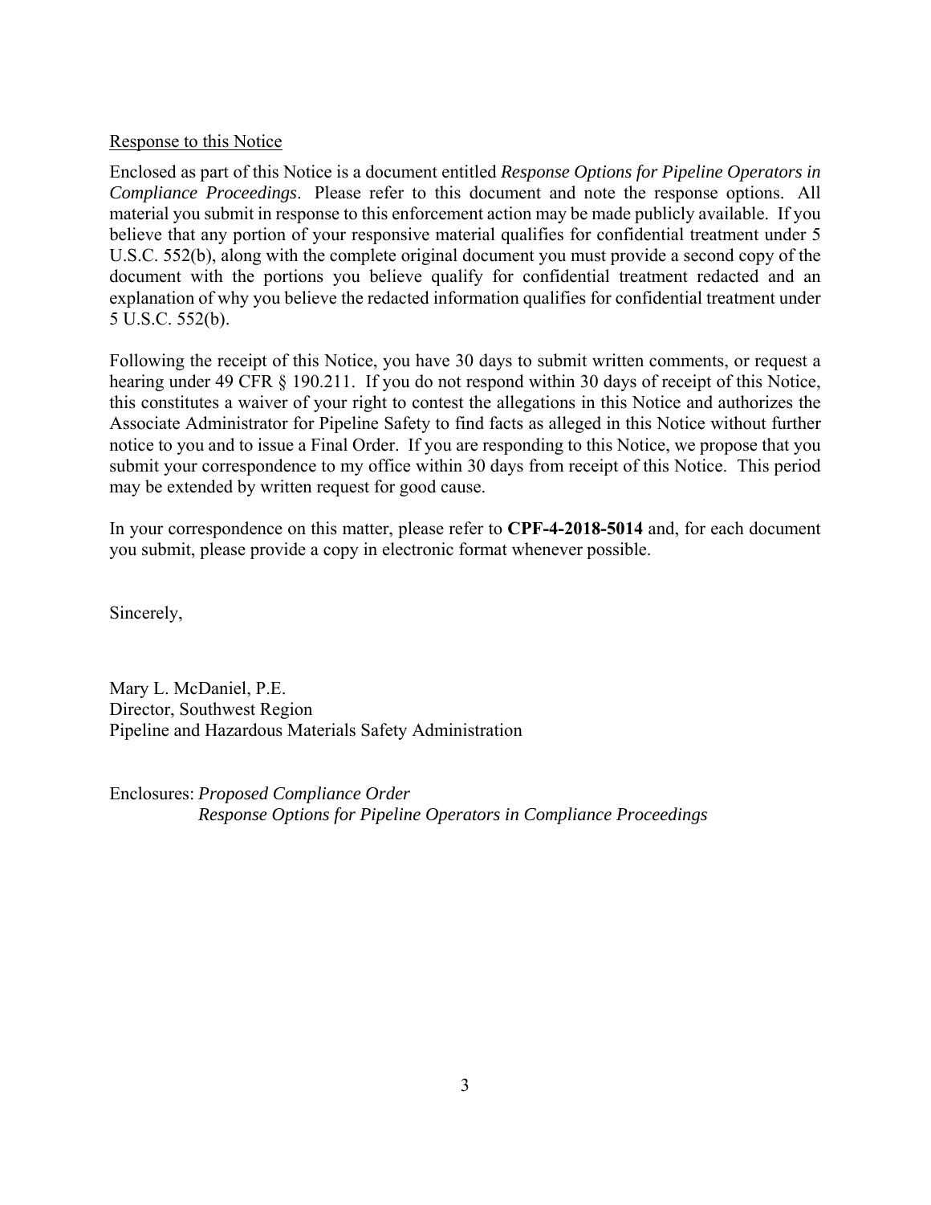Response to this Notice

Enclosed as part of this Notice is a document entitled *Response Options for Pipeline Operators in Compliance Proceedings*. Please refer to this document and note the response options. All material you submit in response to this enforcement action may be made publicly available. If you believe that any portion of your responsive material qualifies for confidential treatment under 5 U.S.C. 552(b), along with the complete original document you must provide a second copy of the document with the portions you believe qualify for confidential treatment redacted and an explanation of why you believe the redacted information qualifies for confidential treatment under 5 U.S.C. 552(b).

Following the receipt of this Notice, you have 30 days to submit written comments, or request a hearing under 49 CFR § 190.211. If you do not respond within 30 days of receipt of this Notice, this constitutes a waiver of your right to contest the allegations in this Notice and authorizes the Associate Administrator for Pipeline Safety to find facts as alleged in this Notice without further notice to you and to issue a Final Order. If you are responding to this Notice, we propose that you submit your correspondence to my office within 30 days from receipt of this Notice. This period may be extended by written request for good cause.

In your correspondence on this matter, please refer to **CPF-4-2018-5014** and, for each document you submit, please provide a copy in electronic format whenever possible.

Sincerely,

Mary L. McDaniel, P.E.
Director, Southwest Region
Pipeline and Hazardous Materials Safety Administration

Enclosures: *Proposed Compliance Order*
*Response Options for Pipeline Operators in Compliance Proceedings*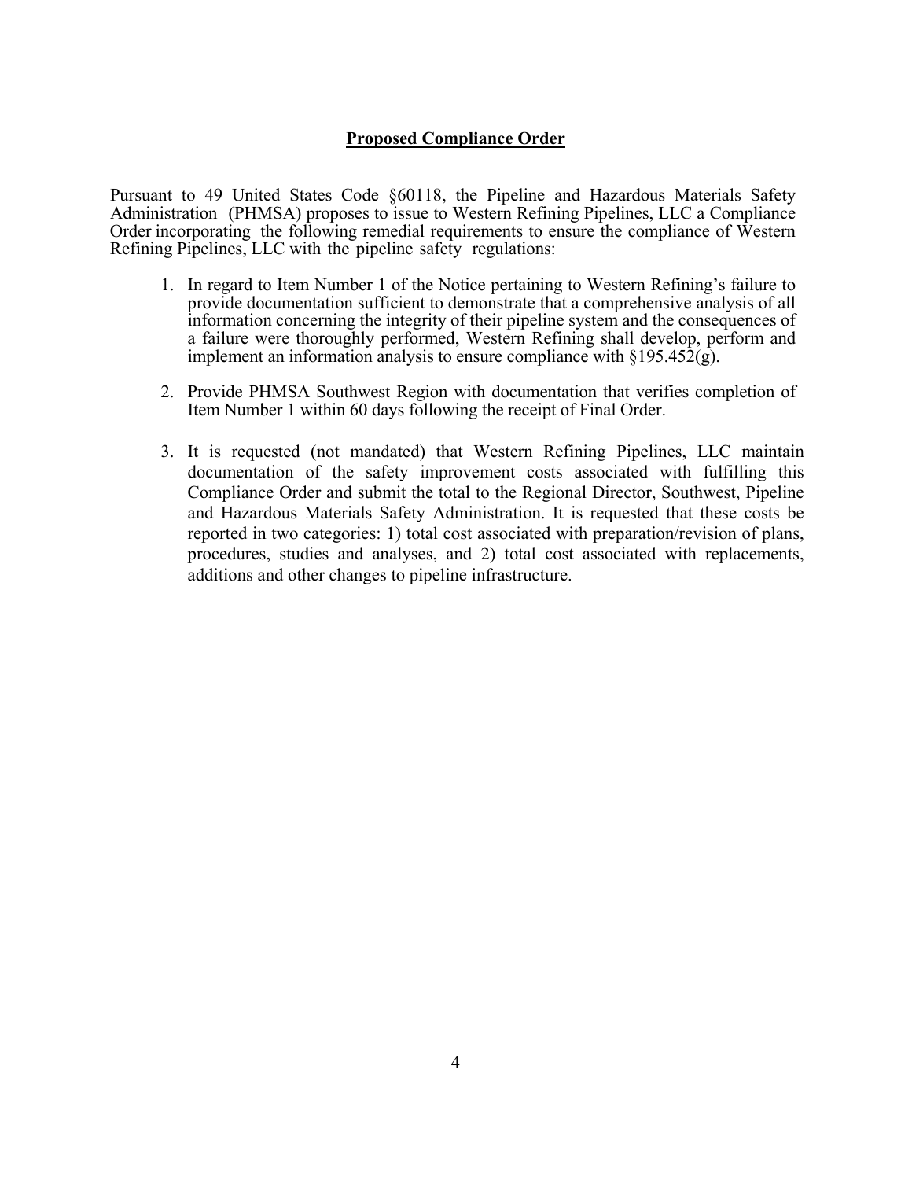## Proposed Compliance Order

Pursuant to 49 United States Code §60118, the Pipeline and Hazardous Materials Safety Administration (PHMSA) proposes to issue to Western Refining Pipelines, LLC a Compliance Order incorporating the following remedial requirements to ensure the compliance of Western Refining Pipelines, LLC with the pipeline safety regulations:

1. In regard to Item Number 1 of the Notice pertaining to Western Refining's failure to provide documentation sufficient to demonstrate that a comprehensive analysis of all information concerning the integrity of their pipeline system and the consequences of a failure were thoroughly performed, Western Refining shall develop, perform and implement an information analysis to ensure compliance with §195.452(g).

2. Provide PHMSA Southwest Region with documentation that verifies completion of Item Number 1 within 60 days following the receipt of Final Order.

3. It is requested (not mandated) that Western Refining Pipelines, LLC maintain documentation of the safety improvement costs associated with fulfilling this Compliance Order and submit the total to the Regional Director, Southwest, Pipeline and Hazardous Materials Safety Administration. It is requested that these costs be reported in two categories: 1) total cost associated with preparation/revision of plans, procedures, studies and analyses, and 2) total cost associated with replacements, additions and other changes to pipeline infrastructure.